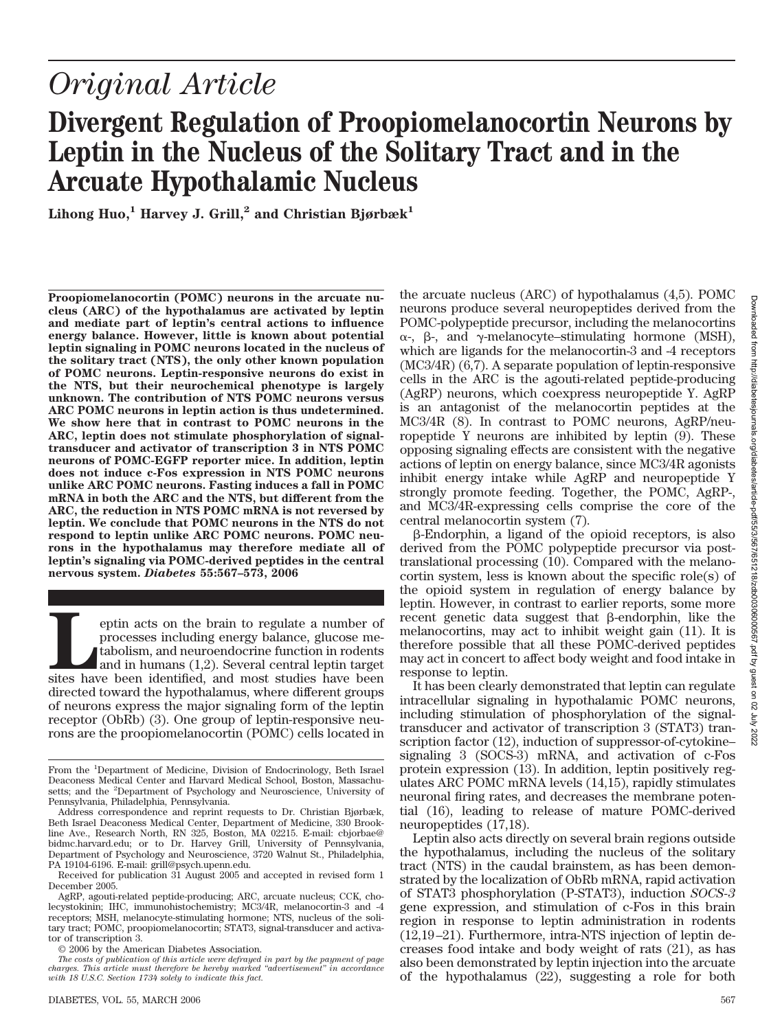# *Original Article*

# Divergent Regulation of Proopiomelanocortin Neurons by Leptin in the Nucleus of the Solitary Tract and in the Arcuate Hypothalamic Nucleus

**Lihong Huo,[1] Harvey J. Grill,[2] and Christian Bjørbæk[1]**

**Proopiomelanocortin (POMC) neurons in the arcuate nucleus (ARC) of the hypothalamus are activated by leptin and mediate part of leptin's central actions to influence energy balance. However, little is known about potential leptin signaling in POMC neurons located in the nucleus of the solitary tract (NTS), the only other known population of POMC neurons. Leptin-responsive neurons do exist in the NTS, but their neurochemical phenotype is largely unknown. The contribution of NTS POMC neurons versus ARC POMC neurons in leptin action is thus undetermined. We show here that in contrast to POMC neurons in the ARC, leptin does not stimulate phosphorylation of signal-transducer and activator of transcription 3 in NTS POMC neurons of POMC-EGFP reporter mice. In addition, leptin does not induce c-Fos expression in NTS POMC neurons unlike ARC POMC neurons. Fasting induces a fall in POMC mRNA in both the ARC and the NTS, but different from the ARC, the reduction in NTS POMC mRNA is not reversed by leptin. We conclude that POMC neurons in the NTS do not respond to leptin unlike ARC POMC neurons. POMC neurons in the hypothalamus may therefore mediate all of leptin's signaling via POMC-derived peptides in the central nervous system. *Diabetes* 55:567–573, 2006**

Leptin acts on the brain to regulate a number of processes including energy balance, glucose metabolism, and neuroendocrine function in rodents and in humans (1,2). Several central leptin target sites have been identified, and most studies have been directed toward the hypothalamus, where different groups of neurons express the major signaling form of the leptin receptor (ObRb) (3). One group of leptin-responsive neurons are the proopiomelanocortin (POMC) cells located in the arcuate nucleus (ARC) of hypothalamus (4,5). POMC neurons produce several neuropeptides derived from the POMC-polypeptide precursor, including the melanocortins α-, β-, and γ-melanocyte–stimulating hormone (MSH), which are ligands for the melanocortin-3 and -4 receptors (MC3/4R) (6,7). A separate population of leptin-responsive cells in the ARC is the agouti-related peptide-producing (AgRP) neurons, which coexpress neuropeptide Y. AgRP is an antagonist of the melanocortin peptides at the MC3/4R (8). In contrast to POMC neurons, AgRP/neuropeptide Y neurons are inhibited by leptin (9). These opposing signaling effects are consistent with the negative actions of leptin on energy balance, since MC3/4R agonists inhibit energy intake while AgRP and neuropeptide Y strongly promote feeding. Together, the POMC, AgRP-, and MC3/4R-expressing cells comprise the core of the central melanocortin system (7).

β-Endorphin, a ligand of the opioid receptors, is also derived from the POMC polypeptide precursor via posttranslational processing (10). Compared with the melanocortin system, less is known about the specific role(s) of the opioid system in regulation of energy balance by leptin. However, in contrast to earlier reports, some more recent genetic data suggest that β-endorphin, like the melanocortins, may act to inhibit weight gain (11). It is therefore possible that all these POMC-derived peptides may act in concert to affect body weight and food intake in response to leptin.

It has been clearly demonstrated that leptin can regulate intracellular signaling in hypothalamic POMC neurons, including stimulation of phosphorylation of the signal-transducer and activator of transcription 3 (STAT3) transcription factor (12), induction of suppressor-of-cytokine–signaling 3 (SOCS-3) mRNA, and activation of c-Fos protein expression (13). In addition, leptin positively regulates ARC POMC mRNA levels (14,15), rapidly stimulates neuronal firing rates, and decreases the membrane potential (16), leading to release of mature POMC-derived neuropeptides (17,18).

Leptin also acts directly on several brain regions outside the hypothalamus, including the nucleus of the solitary tract (NTS) in the caudal brainstem, as has been demonstrated by the localization of ObRb mRNA, rapid activation of STAT3 phosphorylation (P-STAT3), induction *SOCS-3* gene expression, and stimulation of c-Fos in this brain region in response to leptin administration in rodents (12,19–21). Furthermore, intra-NTS injection of leptin decreases food intake and body weight of rats (21), as has also been demonstrated by leptin injection into the arcuate of the hypothalamus (22), suggesting a role for both

From the [1]Department of Medicine, Division of Endocrinology, Beth Israel Deaconess Medical Center and Harvard Medical School, Boston, Massachusetts; and the [2]Department of Psychology and Neuroscience, University of Pennsylvania, Philadelphia, Pennsylvania.

Address correspondence and reprint requests to Dr. Christian Bjørbæk, Beth Israel Deaconess Medical Center, Department of Medicine, 330 Brookline Ave., Research North, RN 325, Boston, MA 02215. E-mail: cbjorbae@bidmc.harvard.edu; or to Dr. Harvey Grill, University of Pennsylvania, Department of Psychology and Neuroscience, 3720 Walnut St., Philadelphia, PA 19104-6196. E-mail: grill@psych.upenn.edu.

Received for publication 31 August 2005 and accepted in revised form 1 December 2005.

AgRP, agouti-related peptide-producing; ARC, arcuate nucleus; CCK, cholecystokinin; IHC, immunohistochemistry; MC3/4R, melanocortin-3 and -4 receptors; MSH, melanocyte-stimulating hormone; NTS, nucleus of the solitary tract; POMC, proopiomelanocortin; STAT3, signal-transducer and activator of transcription 3.

© 2006 by the American Diabetes Association.

*The costs of publication of this article were defrayed in part by the payment of page charges. This article must therefore be hereby marked "advertisement" in accordance with 18 U.S.C. Section 1734 solely to indicate this fact.*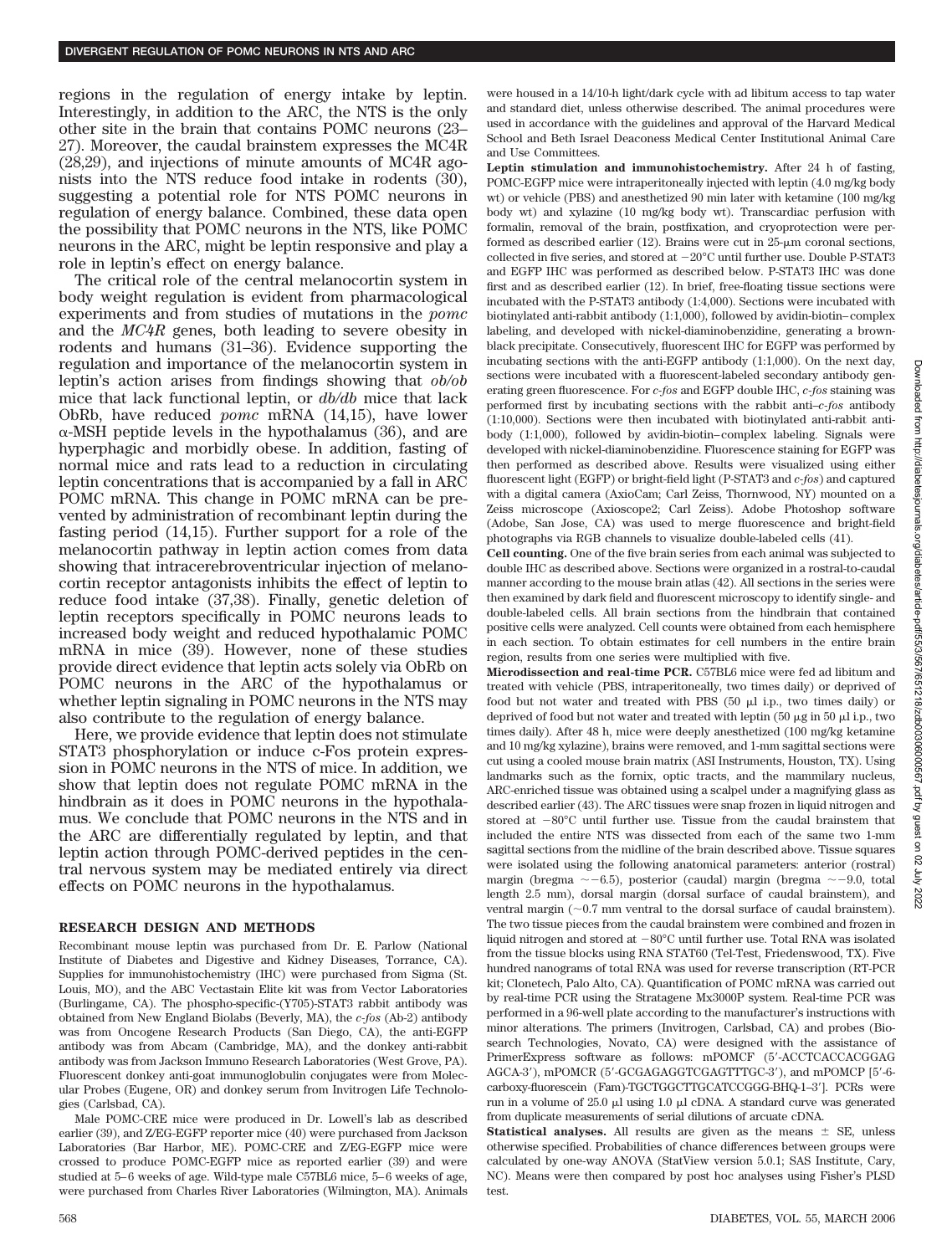regions in the regulation of energy intake by leptin. Interestingly, in addition to the ARC, the NTS is the only other site in the brain that contains POMC neurons (23–27). Moreover, the caudal brainstem expresses the MC4R (28,29), and injections of minute amounts of MC4R agonists into the NTS reduce food intake in rodents (30), suggesting a potential role for NTS POMC neurons in regulation of energy balance. Combined, these data open the possibility that POMC neurons in the NTS, like POMC neurons in the ARC, might be leptin responsive and play a role in leptin's effect on energy balance.

The critical role of the central melanocortin system in body weight regulation is evident from pharmacological experiments and from studies of mutations in the *pomc* and the *MC4R* genes, both leading to severe obesity in rodents and humans (31–36). Evidence supporting the regulation and importance of the melanocortin system in leptin's action arises from findings showing that *ob/ob* mice that lack functional leptin, or *db/db* mice that lack ObRb, have reduced *pomc* mRNA (14,15), have lower α-MSH peptide levels in the hypothalamus (36), and are hyperphagic and morbidly obese. In addition, fasting of normal mice and rats lead to a reduction in circulating leptin concentrations that is accompanied by a fall in ARC POMC mRNA. This change in POMC mRNA can be prevented by administration of recombinant leptin during the fasting period (14,15). Further support for a role of the melanocortin pathway in leptin action comes from data showing that intracerebroventricular injection of melanocortin receptor antagonists inhibits the effect of leptin to reduce food intake (37,38). Finally, genetic deletion of leptin receptors specifically in POMC neurons leads to increased body weight and reduced hypothalamic POMC mRNA in mice (39). However, none of these studies provide direct evidence that leptin acts solely via ObRb on POMC neurons in the ARC of the hypothalamus or whether leptin signaling in POMC neurons in the NTS may also contribute to the regulation of energy balance.

Here, we provide evidence that leptin does not stimulate STAT3 phosphorylation or induce c-Fos protein expression in POMC neurons in the NTS of mice. In addition, we show that leptin does not regulate POMC mRNA in the hindbrain as it does in POMC neurons in the hypothalamus. We conclude that POMC neurons in the NTS and in the ARC are differentially regulated by leptin, and that leptin action through POMC-derived peptides in the central nervous system may be mediated entirely via direct effects on POMC neurons in the hypothalamus.

## RESEARCH DESIGN AND METHODS

Recombinant mouse leptin was purchased from Dr. E. Parlow (National Institute of Diabetes and Digestive and Kidney Diseases, Torrance, CA). Supplies for immunohistochemistry (IHC) were purchased from Sigma (St. Louis, MO), and the ABC Vectastain Elite kit was from Vector Laboratories (Burlingame, CA). The phospho-specific-(Y705)-STAT3 rabbit antibody was obtained from New England Biolabs (Beverly, MA), the *c-fos* (Ab-2) antibody was from Oncogene Research Products (San Diego, CA), the anti-EGFP antibody was from Abcam (Cambridge, MA), and the donkey anti-rabbit antibody was from Jackson Immuno Research Laboratories (West Grove, PA). Fluorescent donkey anti-goat immunoglobulin conjugates were from Molecular Probes (Eugene, OR) and donkey serum from Invitrogen Life Technologies (Carlsbad, CA).

Male POMC-CRE mice were produced in Dr. Lowell's lab as described earlier (39), and Z/EG-EGFP reporter mice (40) were purchased from Jackson Laboratories (Bar Harbor, ME). POMC-CRE and Z/EG-EGFP mice were crossed to produce POMC-EGFP mice as reported earlier (39) and were studied at 5–6 weeks of age. Wild-type male C57BL6 mice, 5–6 weeks of age, were purchased from Charles River Laboratories (Wilmington, MA). Animals were housed in a 14/10-h light/dark cycle with ad libitum access to tap water and standard diet, unless otherwise described. The animal procedures were used in accordance with the guidelines and approval of the Harvard Medical School and Beth Israel Deaconess Medical Center Institutional Animal Care and Use Committees.

**Leptin stimulation and immunohistochemistry.** After 24 h of fasting, POMC-EGFP mice were intraperitoneally injected with leptin (4.0 mg/kg body wt) or vehicle (PBS) and anesthetized 90 min later with ketamine (100 mg/kg body wt) and xylazine (10 mg/kg body wt). Transcardiac perfusion with formalin, removal of the brain, postfixation, and cryoprotection were performed as described earlier (12). Brains were cut in 25-μm coronal sections, collected in five series, and stored at −20°C until further use. Double P-STAT3 and EGFP IHC was performed as described below. P-STAT3 IHC was done first and as described earlier (12). In brief, free-floating tissue sections were incubated with the P-STAT3 antibody (1:4,000). Sections were incubated with biotinylated anti-rabbit antibody (1:1,000), followed by avidin-biotin–complex labeling, and developed with nickel-diaminobenzidine, generating a brown-black precipitate. Consecutively, fluorescent IHC for EGFP was performed by incubating sections with the anti-EGFP antibody (1:1,000). On the next day, sections were incubated with a fluorescent-labeled secondary antibody generating green fluorescence. For *c-fos* and EGFP double IHC, *c-fos* staining was performed first by incubating sections with the rabbit anti–*c-fos* antibody (1:10,000). Sections were then incubated with biotinylated anti-rabbit antibody (1:1,000), followed by avidin-biotin–complex labeling. Signals were developed with nickel-diaminobenzidine. Fluorescence staining for EGFP was then performed as described above. Results were visualized using either fluorescent light (EGFP) or bright-field light (P-STAT3 and *c-fos*) and captured with a digital camera (AxioCam; Carl Zeiss, Thornwood, NY) mounted on a Zeiss microscope (Axioscope2; Carl Zeiss). Adobe Photoshop software (Adobe, San Jose, CA) was used to merge fluorescence and bright-field photographs via RGB channels to visualize double-labeled cells (41).

**Cell counting.** One of the five brain series from each animal was subjected to double IHC as described above. Sections were organized in a rostral-to-caudal manner according to the mouse brain atlas (42). All sections in the series were then examined by dark field and fluorescent microscopy to identify single- and double-labeled cells. All brain sections from the hindbrain that contained positive cells were analyzed. Cell counts were obtained from each hemisphere in each section. To obtain estimates for cell numbers in the entire brain region, results from one series were multiplied with five.

**Microdissection and real-time PCR.** C57BL6 mice were fed ad libitum and treated with vehicle (PBS, intraperitoneally, two times daily) or deprived of food but not water and treated with PBS (50 μl i.p., two times daily) or deprived of food but not water and treated with leptin (50 μg in 50 μl i.p., two times daily). After 48 h, mice were deeply anesthetized (100 mg/kg ketamine and 10 mg/kg xylazine), brains were removed, and 1-mm sagittal sections were cut using a cooled mouse brain matrix (ASI Instruments, Houston, TX). Using landmarks such as the fornix, optic tracts, and the mammilary nucleus, ARC-enriched tissue was obtained using a scalpel under a magnifying glass as described earlier (43). The ARC tissues were snap frozen in liquid nitrogen and stored at −80°C until further use. Tissue from the caudal brainstem that included the entire NTS was dissected from each of the same two 1-mm sagittal sections from the midline of the brain described above. Tissue squares were isolated using the following anatomical parameters: anterior (rostral) margin (bregma ∼−6.5), posterior (caudal) margin (bregma ∼−9.0, total length 2.5 mm), dorsal margin (dorsal surface of caudal brainstem), and ventral margin (∼0.7 mm ventral to the dorsal surface of caudal brainstem). The two tissue pieces from the caudal brainstem were combined and frozen in liquid nitrogen and stored at −80°C until further use. Total RNA was isolated from the tissue blocks using RNA STAT60 (Tel-Test, Friedenswood, TX). Five hundred nanograms of total RNA was used for reverse transcription (RT-PCR kit; Clonetech, Palo Alto, CA). Quantification of POMC mRNA was carried out by real-time PCR using the Stratagene Mx3000P system. Real-time PCR was performed in a 96-well plate according to the manufacturer's instructions with minor alterations. The primers (Invitrogen, Carlsbad, CA) and probes (Biosearch Technologies, Novato, CA) were designed with the assistance of PrimerExpress software as follows: mPOMCF (5′-ACCTCACCACGGAG AGCA-3′), mPOMCR (5′-GCGAGAGGTCGAGTTTGC-3′), and mPOMCP [5′-6-carboxy-fluorescein (Fam)-TGCTGGCTTGCATCCGGG-BHQ-1–3′]. PCRs were run in a volume of 25.0 μl using 1.0 μl cDNA. A standard curve was generated from duplicate measurements of serial dilutions of arcuate cDNA.

**Statistical analyses.** All results are given as the means ± SE, unless otherwise specified. Probabilities of chance differences between groups were calculated by one-way ANOVA (StatView version 5.0.1; SAS Institute, Cary, NC). Means were then compared by post hoc analyses using Fisher's PLSD test.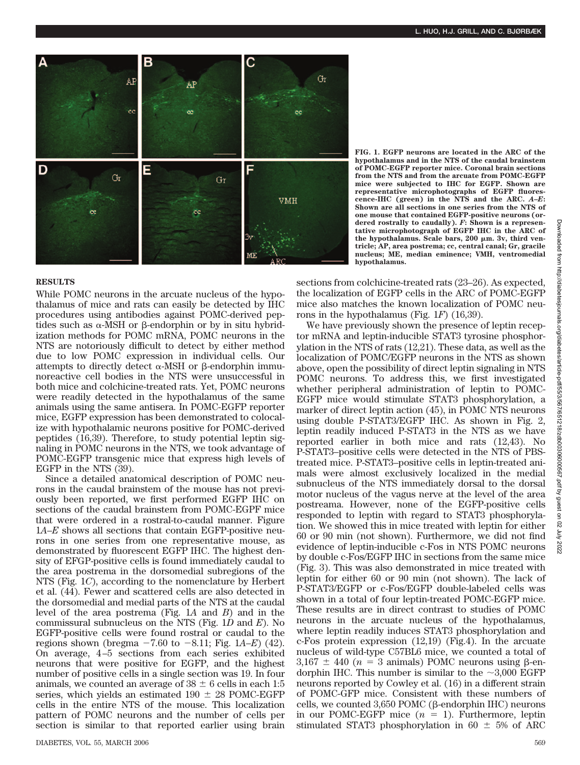FIG. 1. EGFP neurons are located in the ARC of the hypothalamus and in the NTS of the caudal brainstem of POMC-EGFP reporter mice. Coronal brain sections from the NTS and from the arcuate from POMC-EGFP mice were subjected to IHC for EGFP. Shown are representative microphotographs of EGFP fluorescence-IHC (green) in the NTS and the ARC. *A–E*: Shown are all sections in one series from the NTS of one mouse that contained EGFP-positive neurons (ordered rostrally to caudally). *F*: Shown is a representative microphotograph of EGFP IHC in the ARC of the hypothalamus. Scale bars, 200 μm. 3v, third ventricle; AP, area postrema; cc, central canal; Gr, gracile nucleus; ME, median eminence; VMH, ventromedial hypothalamus.

## RESULTS

While POMC neurons in the arcuate nucleus of the hypothalamus of mice and rats can easily be detected by IHC procedures using antibodies against POMC-derived peptides such as α-MSH or β-endorphin or by in situ hybridization methods for POMC mRNA, POMC neurons in the NTS are notoriously difficult to detect by either method due to low POMC expression in individual cells. Our attempts to directly detect α-MSH or β-endorphin immunoreactive cell bodies in the NTS were unsuccessful in both mice and colchicine-treated rats. Yet, POMC neurons were readily detected in the hypothalamus of the same animals using the same antisera. In POMC-EGFP reporter mice, EGFP expression has been demonstrated to colocalize with hypothalamic neurons positive for POMC-derived peptides (16,39). Therefore, to study potential leptin signaling in POMC neurons in the NTS, we took advantage of POMC-EGFP transgenic mice that express high levels of EGFP in the NTS (39).

Since a detailed anatomical description of POMC neurons in the caudal brainstem of the mouse has not previously been reported, we first performed EGFP IHC on sections of the caudal brainstem from POMC-EGPF mice that were ordered in a rostral-to-caudal manner. Figure 1*A–E* shows all sections that contain EGFP-positive neurons in one series from one representative mouse, as demonstrated by fluorescent EGFP IHC. The highest density of EFGP-positive cells is found immediately caudal to the area postrema in the dorsomedial subregions of the NTS (Fig. 1*C*), according to the nomenclature by Herbert et al. (44). Fewer and scattered cells are also detected in the dorsomedial and medial parts of the NTS at the caudal level of the area postrema (Fig. 1*A* and *B*) and in the commissural subnucleus on the NTS (Fig. 1*D* and *E*). No EGFP-positive cells were found rostral or caudal to the regions shown (bregma −7.60 to −8.11; Fig. 1*A–E*) (42). On average, 4–5 sections from each series exhibited neurons that were positive for EGFP, and the highest number of positive cells in a single section was 19. In four animals, we counted an average of 38 ± 6 cells in each 1:5 series, which yields an estimated 190 ± 28 POMC-EGFP cells in the entire NTS of the mouse. This localization pattern of POMC neurons and the number of cells per section is similar to that reported earlier using brain sections from colchicine-treated rats (23–26). As expected, the localization of EGFP cells in the ARC of POMC-EGFP mice also matches the known localization of POMC neurons in the hypothalamus (Fig. 1*F*) (16,39).

We have previously shown the presence of leptin receptor mRNA and leptin-inducible STAT3 tyrosine phosphorylation in the NTS of rats (12,21). These data, as well as the localization of POMC/EGFP neurons in the NTS as shown above, open the possibility of direct leptin signaling in NTS POMC neurons. To address this, we first investigated whether peripheral administration of leptin to POMC-EGFP mice would stimulate STAT3 phosphorylation, a marker of direct leptin action (45), in POMC NTS neurons using double P-STAT3/EGFP IHC. As shown in Fig. 2, leptin readily induced P-STAT3 in the NTS as we have reported earlier in both mice and rats (12,43). No P-STAT3–positive cells were detected in the NTS of PBS-treated mice. P-STAT3–positive cells in leptin-treated animals were almost exclusively localized in the medial subnucleus of the NTS immediately dorsal to the dorsal motor nucleus of the vagus nerve at the level of the area postrema. However, none of the EGFP-positive cells responded to leptin with regard to STAT3 phosphorylation. We showed this in mice treated with leptin for either 60 or 90 min (not shown). Furthermore, we did not find evidence of leptin-inducible c-Fos in NTS POMC neurons by double c-Fos/EGFP IHC in sections from the same mice (Fig. 3). This was also demonstrated in mice treated with leptin for either 60 or 90 min (not shown). The lack of P-STAT3/EGFP or c-Fos/EGFP double-labeled cells was shown in a total of four leptin-treated POMC-EGFP mice. These results are in direct contrast to studies of POMC neurons in the arcuate nucleus of the hypothalamus, where leptin readily induces STAT3 phosphorylation and c-Fos protein expression (12,19) (Fig.4). In the arcuate nucleus of wild-type C57BL6 mice, we counted a total of 3,167 ± 440 ($n$ = 3 animals) POMC neurons using β-endorphin IHC. This number is similar to the ~3,000 EGFP neurons reported by Cowley et al. (16) in a different strain of POMC-GFP mice. Consistent with these numbers of cells, we counted 3,650 POMC (β-endorphin IHC) neurons in our POMC-EGFP mice ($n$ = 1). Furthermore, leptin stimulated STAT3 phosphorylation in 60 ± 5% of ARC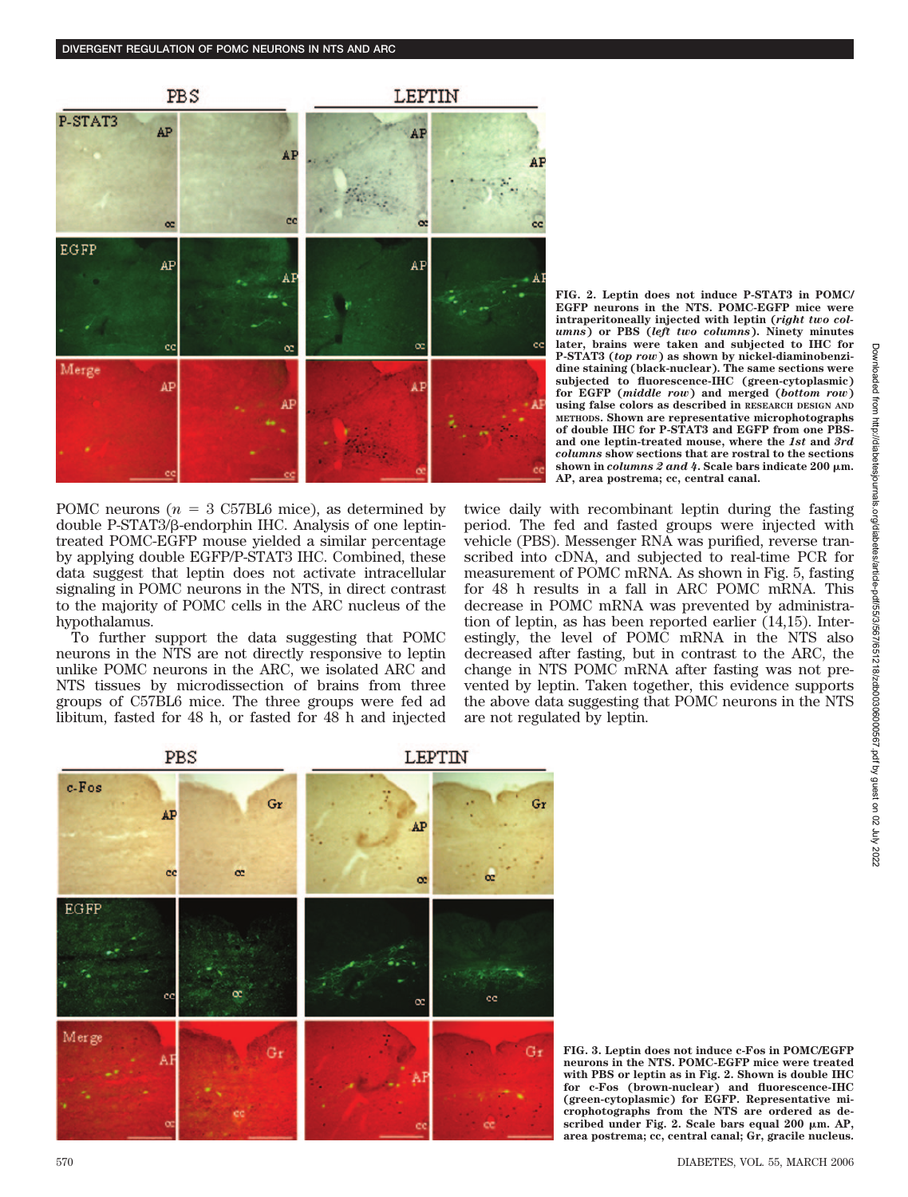**FIG. 2. Leptin does not induce P-STAT3 in POMC/EGFP neurons in the NTS. POMC-EGFP mice were intraperitoneally injected with leptin (*right two columns*) or PBS (*left two columns*). Ninety minutes later, brains were taken and subjected to IHC for P-STAT3 (*top row*) as shown by nickel-diaminobenzidine staining (black-nuclear). The same sections were subjected to fluorescence-IHC (green-cytoplasmic) for EGFP (*middle row*) and merged (*bottom row*) using false colors as described in RESEARCH DESIGN AND METHODS. Shown are representative microphotographs of double IHC for P-STAT3 and EGFP from one PBS- and one leptin-treated mouse, where the *1st* and *3rd columns* show sections that are rostral to the sections shown in *columns 2 and 4*. Scale bars indicate 200 μm. AP, area postrema; cc, central canal.**

POMC neurons ($n$ = 3 C57BL6 mice), as determined by double P-STAT3/β-endorphin IHC. Analysis of one leptin-treated POMC-EGFP mouse yielded a similar percentage by applying double EGFP/P-STAT3 IHC. Combined, these data suggest that leptin does not activate intracellular signaling in POMC neurons in the NTS, in direct contrast to the majority of POMC cells in the ARC nucleus of the hypothalamus.

To further support the data suggesting that POMC neurons in the NTS are not directly responsive to leptin unlike POMC neurons in the ARC, we isolated ARC and NTS tissues by microdissection of brains from three groups of C57BL6 mice. The three groups were fed ad libitum, fasted for 48 h, or fasted for 48 h and injected twice daily with recombinant leptin during the fasting period. The fed and fasted groups were injected with vehicle (PBS). Messenger RNA was purified, reverse transcribed into cDNA, and subjected to real-time PCR for measurement of POMC mRNA. As shown in Fig. 5, fasting for 48 h results in a fall in ARC POMC mRNA. This decrease in POMC mRNA was prevented by administration of leptin, as has been reported earlier (14,15). Interestingly, the level of POMC mRNA in the NTS also decreased after fasting, but in contrast to the ARC, the change in NTS POMC mRNA after fasting was not prevented by leptin. Taken together, this evidence supports the above data suggesting that POMC neurons in the NTS are not regulated by leptin.

**FIG. 3. Leptin does not induce c-Fos in POMC/EGFP neurons in the NTS. POMC-EGFP mice were treated with PBS or leptin as in Fig. 2. Shown is double IHC for c-Fos (brown-nuclear) and fluorescence-IHC (green-cytoplasmic) for EGFP. Representative microphotographs from the NTS are ordered as described under Fig. 2. Scale bars equal 200 μm. AP, area postrema; cc, central canal; Gr, gracile nucleus.**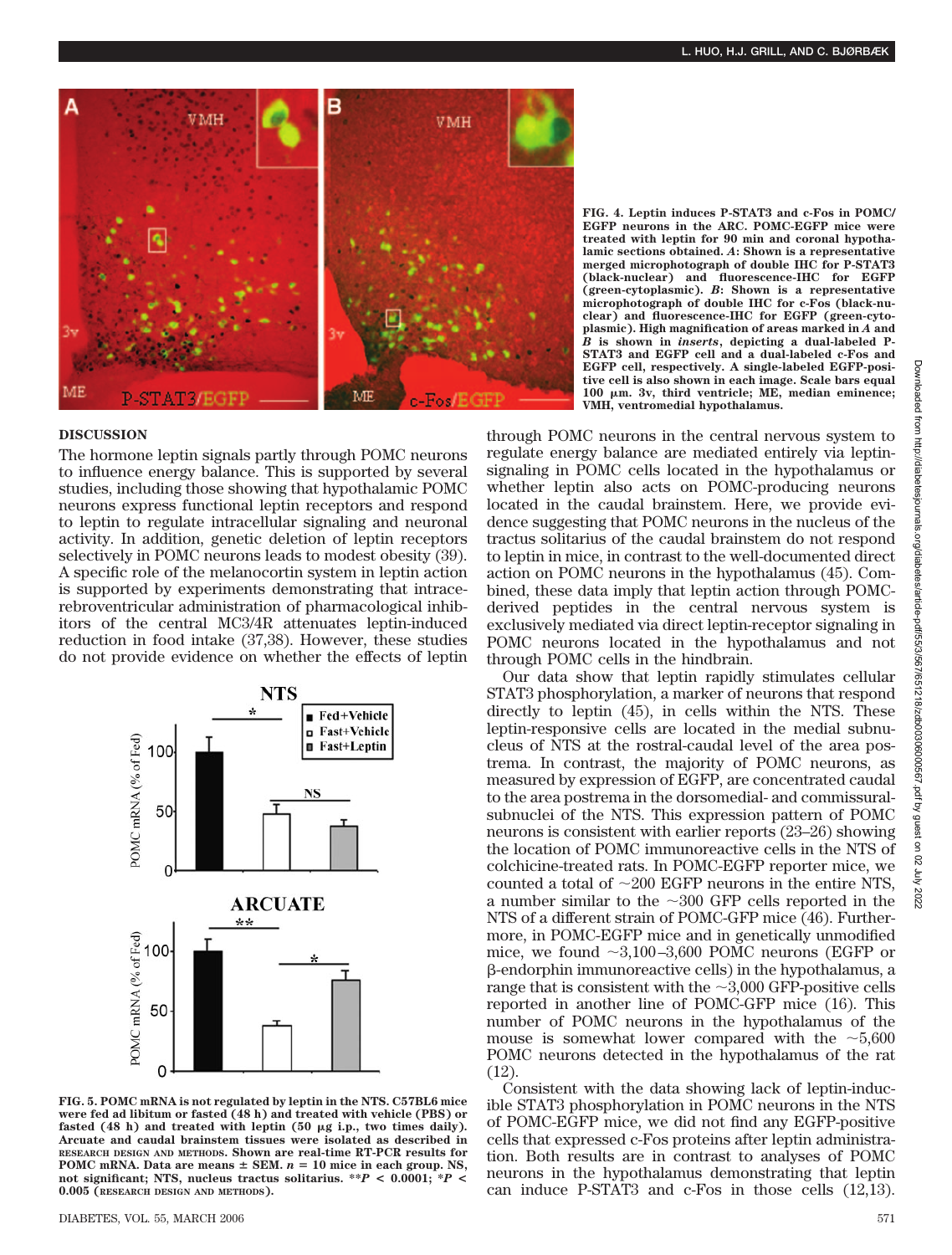FIG. 4. Leptin induces P-STAT3 and c-Fos in POMC/EGFP neurons in the ARC. POMC-EGFP mice were treated with leptin for 90 min and coronal hypothalamic sections obtained. *A*: Shown is a representative merged microphotograph of double IHC for P-STAT3 (black-nuclear) and fluorescence-IHC for EGFP (green-cytoplasmic). *B*: Shown is a representative microphotograph of double IHC for c-Fos (black-nuclear) and fluorescence-IHC for EGFP (green-cytoplasmic). High magnification of areas marked in *A* and *B* is shown in *inserts*, depicting a dual-labeled P-STAT3 and EGFP cell and a dual-labeled c-Fos and EGFP cell, respectively. A single-labeled EGFP-positive cell is also shown in each image. Scale bars equal 100 μm. 3v, third ventricle; ME, median eminence; VMH, ventromedial hypothalamus.

## DISCUSSION

The hormone leptin signals partly through POMC neurons to influence energy balance. This is supported by several studies, including those showing that hypothalamic POMC neurons express functional leptin receptors and respond to leptin to regulate intracellular signaling and neuronal activity. In addition, genetic deletion of leptin receptors selectively in POMC neurons leads to modest obesity (39). A specific role of the melanocortin system in leptin action is supported by experiments demonstrating that intracerebroventricular administration of pharmacological inhibitors of the central MC3/4R attenuates leptin-induced reduction in food intake (37,38). However, these studies do not provide evidence on whether the effects of leptin through POMC neurons in the central nervous system to regulate energy balance are mediated entirely via leptin-signaling in POMC cells located in the hypothalamus or whether leptin also acts on POMC-producing neurons located in the caudal brainstem. Here, we provide evidence suggesting that POMC neurons in the nucleus of the tractus solitarius of the caudal brainstem do not respond to leptin in mice, in contrast to the well-documented direct action on POMC neurons in the hypothalamus (45). Combined, these data imply that leptin action through POMC-derived peptides in the central nervous system is exclusively mediated via direct leptin-receptor signaling in POMC neurons located in the hypothalamus and not through POMC cells in the hindbrain.

FIG. 5. POMC mRNA is not regulated by leptin in the NTS. C57BL6 mice were fed ad libitum or fasted (48 h) and treated with vehicle (PBS) or fasted (48 h) and treated with leptin (50 μg i.p., two times daily). Arcuate and caudal brainstem tissues were isolated as described in RESEARCH DESIGN AND METHODS. Shown are real-time RT-PCR results for POMC mRNA. Data are means ± SEM. $n$ = 10 mice in each group. NS, not significant; NTS, nucleus tractus solitarius. **$P$ < 0.0001; *$P$ < 0.005 (RESEARCH DESIGN AND METHODS).

Our data show that leptin rapidly stimulates cellular STAT3 phosphorylation, a marker of neurons that respond directly to leptin (45), in cells within the NTS. These leptin-responsive cells are located in the medial subnucleus of NTS at the rostral-caudal level of the area postrema. In contrast, the majority of POMC neurons, as measured by expression of EGFP, are concentrated caudal to the area postrema in the dorsomedial- and commissural-subnuclei of the NTS. This expression pattern of POMC neurons is consistent with earlier reports (23–26) showing the location of POMC immunoreactive cells in the NTS of colchicine-treated rats. In POMC-EGFP reporter mice, we counted a total of ~200 EGFP neurons in the entire NTS, a number similar to the ~300 GFP cells reported in the NTS of a different strain of POMC-GFP mice (46). Furthermore, in POMC-EGFP mice and in genetically unmodified mice, we found ~3,100–3,600 POMC neurons (EGFP or β-endorphin immunoreactive cells) in the hypothalamus, a range that is consistent with the ~3,000 GFP-positive cells reported in another line of POMC-GFP mice (16). This number of POMC neurons in the hypothalamus of the mouse is somewhat lower compared with the ~5,600 POMC neurons detected in the hypothalamus of the rat (12).

Consistent with the data showing lack of leptin-inducible STAT3 phosphorylation in POMC neurons in the NTS of POMC-EGFP mice, we did not find any EGFP-positive cells that expressed c-Fos proteins after leptin administration. Both results are in contrast to analyses of POMC neurons in the hypothalamus demonstrating that leptin can induce P-STAT3 and c-Fos in those cells (12,13).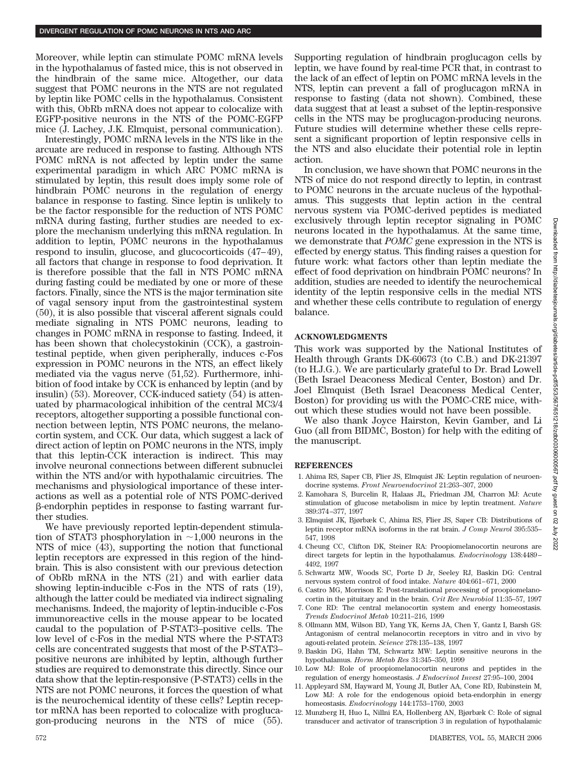Moreover, while leptin can stimulate POMC mRNA levels in the hypothalamus of fasted mice, this is not observed in the hindbrain of the same mice. Altogether, our data suggest that POMC neurons in the NTS are not regulated by leptin like POMC cells in the hypothalamus. Consistent with this, ObRb mRNA does not appear to colocalize with EGFP-positive neurons in the NTS of the POMC-EGFP mice (J. Lachey, J.K. Elmquist, personal communication).

Interestingly, POMC mRNA levels in the NTS like in the arcuate are reduced in response to fasting. Although NTS POMC mRNA is not affected by leptin under the same experimental paradigm in which ARC POMC mRNA is stimulated by leptin, this result does imply some role of hindbrain POMC neurons in the regulation of energy balance in response to fasting. Since leptin is unlikely to be the factor responsible for the reduction of NTS POMC mRNA during fasting, further studies are needed to explore the mechanism underlying this mRNA regulation. In addition to leptin, POMC neurons in the hypothalamus respond to insulin, glucose, and glucocorticoids (47–49), all factors that change in response to food deprivation. It is therefore possible that the fall in NTS POMC mRNA during fasting could be mediated by one or more of these factors. Finally, since the NTS is the major termination site of vagal sensory input from the gastrointestinal system (50), it is also possible that visceral afferent signals could mediate signaling in NTS POMC neurons, leading to changes in POMC mRNA in response to fasting. Indeed, it has been shown that cholecystokinin (CCK), a gastrointestinal peptide, when given peripherally, induces c-Fos expression in POMC neurons in the NTS, an effect likely mediated via the vagus nerve (51,52). Furthermore, inhibition of food intake by CCK is enhanced by leptin (and by insulin) (53). Moreover, CCK-induced satiety (54) is attenuated by pharmacological inhibition of the central MC3/4 receptors, altogether supporting a possible functional connection between leptin, NTS POMC neurons, the melanocortin system, and CCK. Our data, which suggest a lack of direct action of leptin on POMC neurons in the NTS, imply that this leptin-CCK interaction is indirect. This may involve neuronal connections between different subnuclei within the NTS and/or with hypothalamic circuitries. The mechanisms and physiological importance of these interactions as well as a potential role of NTS POMC-derived β-endorphin peptides in response to fasting warrant further studies.

We have previously reported leptin-dependent stimulation of STAT3 phosphorylation in ~1,000 neurons in the NTS of mice (43), supporting the notion that functional leptin receptors are expressed in this region of the hindbrain. This is also consistent with our previous detection of ObRb mRNA in the NTS (21) and with earlier data showing leptin-inducible c-Fos in the NTS of rats (19), although the latter could be mediated via indirect signaling mechanisms. Indeed, the majority of leptin-inducible c-Fos immunoreactive cells in the mouse appear to be located caudal to the population of P-STAT3–positive cells. The low level of c-Fos in the medial NTS where the P-STAT3 cells are concentrated suggests that most of the P-STAT3–positive neurons are inhibited by leptin, although further studies are required to demonstrate this directly. Since our data show that the leptin-responsive (P-STAT3) cells in the NTS are not POMC neurons, it forces the question of what is the neurochemical identity of these cells? Leptin receptor mRNA has been reported to colocalize with proglucagon-producing neurons in the NTS of mice (55). Supporting regulation of hindbrain proglucagon cells by leptin, we have found by real-time PCR that, in contrast to the lack of an effect of leptin on POMC mRNA levels in the NTS, leptin can prevent a fall of proglucagon mRNA in response to fasting (data not shown). Combined, these data suggest that at least a subset of the leptin-responsive cells in the NTS may be proglucagon-producing neurons. Future studies will determine whether these cells represent a significant proportion of leptin responsive cells in the NTS and also elucidate their potential role in leptin action.

In conclusion, we have shown that POMC neurons in the NTS of mice do not respond directly to leptin, in contrast to POMC neurons in the arcuate nucleus of the hypothalamus. This suggests that leptin action in the central nervous system via POMC-derived peptides is mediated exclusively through leptin receptor signaling in POMC neurons located in the hypothalamus. At the same time, we demonstrate that *POMC* gene expression in the NTS is effected by energy status. This finding raises a question for future work: what factors other than leptin mediate the effect of food deprivation on hindbrain POMC neurons? In addition, studies are needed to identify the neurochemical identity of the leptin responsive cells in the medial NTS and whether these cells contribute to regulation of energy balance.

## ACKNOWLEDGMENTS

This work was supported by the National Institutes of Health through Grants DK-60673 (to C.B.) and DK-21397 (to H.J.G.). We are particularly grateful to Dr. Brad Lowell (Beth Israel Deaconess Medical Center, Boston) and Dr. Joel Elmquist (Beth Israel Deaconess Medical Center, Boston) for providing us with the POMC-CRE mice, without which these studies would not have been possible.

We also thank Joyce Hairston, Kevin Gamber, and Li Guo (all from BIDMC, Boston) for help with the editing of the manuscript.

## REFERENCES

1. Ahima RS, Saper CB, Flier JS, Elmquist JK: Leptin regulation of neuroendocrine systems. *Front Neuroendocrinol* 21:263–307, 2000
2. Kamohara S, Burcelin R, Halaas JL, Friedman JM, Charron MJ: Acute stimulation of glucose metabolism in mice by leptin treatment. *Nature* 389:374–377, 1997
3. Elmquist JK, Bjørbæk C, Ahima RS, Flier JS, Saper CB: Distributions of leptin receptor mRNA isoforms in the rat brain. *J Comp Neurol* 395:535–547, 1998
4. Cheung CC, Clifton DK, Steiner RA: Proopiomelanocortin neurons are direct targets for leptin in the hypothalamus. *Endocrinology* 138:4489–4492, 1997
5. Schwartz MW, Woods SC, Porte D Jr, Seeley RJ, Baskin DG: Central nervous system control of food intake. *Nature* 404:661–671, 2000
6. Castro MG, Morrison E: Post-translational processing of proopiomelanocortin in the pituitary and in the brain. *Crit Rev Neurobiol* 11:35–57, 1997
7. Cone RD: The central melanocortin system and energy homeostasis. *Trends Endocrinol Metab* 10:211–216, 1999
8. Ollmann MM, Wilson BD, Yang YK, Kerns JA, Chen Y, Gantz I, Barsh GS: Antagonism of central melanocortin receptors in vitro and in vivo by agouti-related protein. *Science* 278:135–138, 1997
9. Baskin DG, Hahn TM, Schwartz MW: Leptin sensitive neurons in the hypothalamus. *Horm Metab Res* 31:345–350, 1999
10. Low MJ: Role of proopiomelanocortin neurons and peptides in the regulation of energy homeostasis. *J Endocrinol Invest* 27:95–100, 2004
11. Appleyard SM, Hayward M, Young JI, Butler AA, Cone RD, Rubinstein M, Low MJ: A role for the endogenous opioid beta-endorphin in energy homeostasis. *Endocrinology* 144:1753–1760, 2003
12. Munzberg H, Huo L, Nillni EA, Hollenberg AN, Bjørbæk C: Role of signal transducer and activator of transcription 3 in regulation of hypothalamic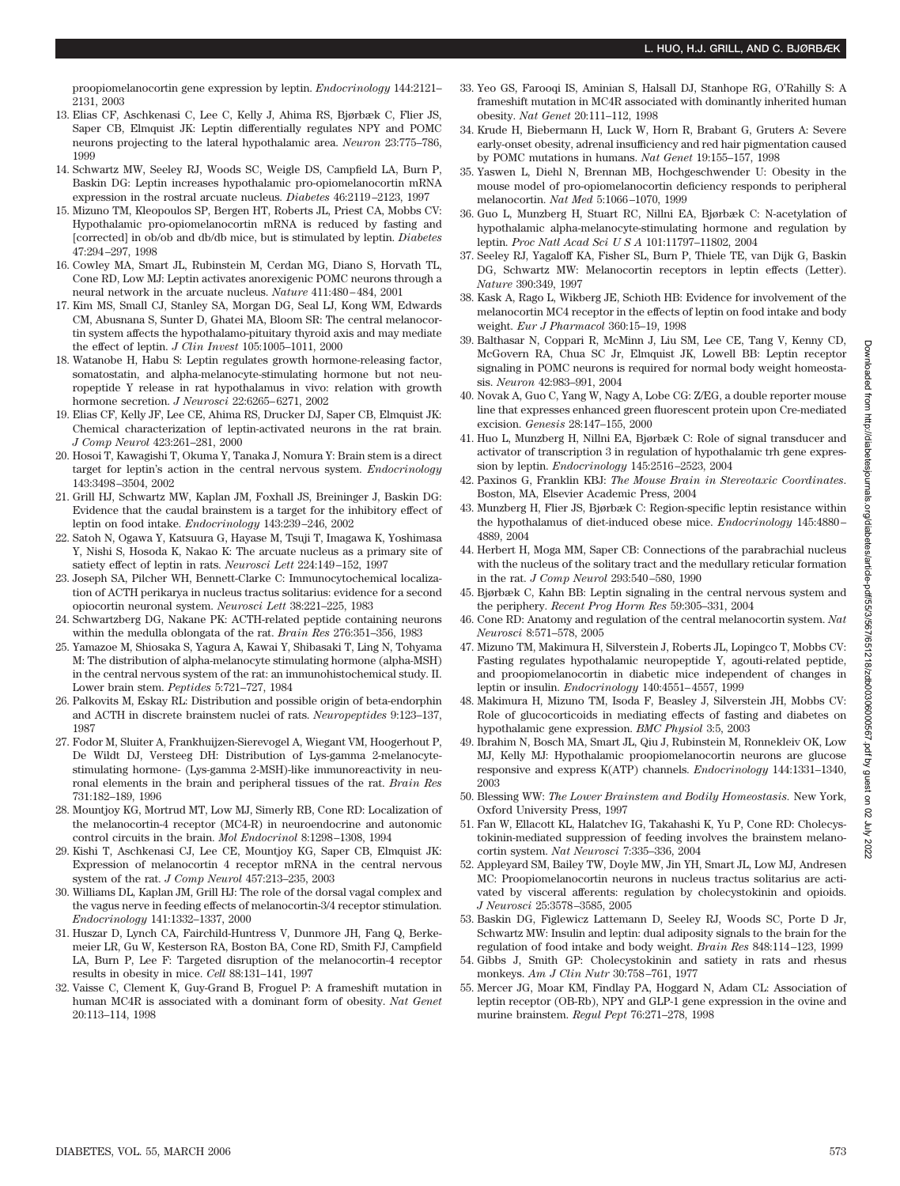proopiomelanocortin gene expression by leptin. *Endocrinology* 144:2121–2131, 2003

13. Elias CF, Aschkenasi C, Lee C, Kelly J, Ahima RS, Bjørbæk C, Flier JS, Saper CB, Elmquist JK: Leptin differentially regulates NPY and POMC neurons projecting to the lateral hypothalamic area. *Neuron* 23:775–786, 1999
14. Schwartz MW, Seeley RJ, Woods SC, Weigle DS, Campfield LA, Burn P, Baskin DG: Leptin increases hypothalamic pro-opiomelanocortin mRNA expression in the rostral arcuate nucleus. *Diabetes* 46:2119–2123, 1997
15. Mizuno TM, Kleopoulos SP, Bergen HT, Roberts JL, Priest CA, Mobbs CV: Hypothalamic pro-opiomelanocortin mRNA is reduced by fasting and [corrected] in ob/ob and db/db mice, but is stimulated by leptin. *Diabetes* 47:294–297, 1998
16. Cowley MA, Smart JL, Rubinstein M, Cerdan MG, Diano S, Horvath TL, Cone RD, Low MJ: Leptin activates anorexigenic POMC neurons through a neural network in the arcuate nucleus. *Nature* 411:480–484, 2001
17. Kim MS, Small CJ, Stanley SA, Morgan DG, Seal LJ, Kong WM, Edwards CM, Abusnana S, Sunter D, Ghatei MA, Bloom SR: The central melanocortin system affects the hypothalamo-pituitary thyroid axis and may mediate the effect of leptin. *J Clin Invest* 105:1005–1011, 2000
18. Watanobe H, Habu S: Leptin regulates growth hormone-releasing factor, somatostatin, and alpha-melanocyte-stimulating hormone but not neuropeptide Y release in rat hypothalamus in vivo: relation with growth hormone secretion. *J Neurosci* 22:6265–6271, 2002
19. Elias CF, Kelly JF, Lee CE, Ahima RS, Drucker DJ, Saper CB, Elmquist JK: Chemical characterization of leptin-activated neurons in the rat brain. *J Comp Neurol* 423:261–281, 2000
20. Hosoi T, Kawagishi T, Okuma Y, Tanaka J, Nomura Y: Brain stem is a direct target for leptin's action in the central nervous system. *Endocrinology* 143:3498–3504, 2002
21. Grill HJ, Schwartz MW, Kaplan JM, Foxhall JS, Breininger J, Baskin DG: Evidence that the caudal brainstem is a target for the inhibitory effect of leptin on food intake. *Endocrinology* 143:239–246, 2002
22. Satoh N, Ogawa Y, Katsuura G, Hayase M, Tsuji T, Imagawa K, Yoshimasa Y, Nishi S, Hosoda K, Nakao K: The arcuate nucleus as a primary site of satiety effect of leptin in rats. *Neurosci Lett* 224:149–152, 1997
23. Joseph SA, Pilcher WH, Bennett-Clarke C: Immunocytochemical localization of ACTH perikarya in nucleus tractus solitarius: evidence for a second opiocortin neuronal system. *Neurosci Lett* 38:221–225, 1983
24. Schwartzberg DG, Nakane PK: ACTH-related peptide containing neurons within the medulla oblongata of the rat. *Brain Res* 276:351–356, 1983
25. Yamazoe M, Shiosaka S, Yagura A, Kawai Y, Shibasaki T, Ling N, Tohyama M: The distribution of alpha-melanocyte stimulating hormone (alpha-MSH) in the central nervous system of the rat: an immunohistochemical study. II. Lower brain stem. *Peptides* 5:721–727, 1984
26. Palkovits M, Eskay RL: Distribution and possible origin of beta-endorphin and ACTH in discrete brainstem nuclei of rats. *Neuropeptides* 9:123–137, 1987
27. Fodor M, Sluiter A, Frankhuijzen-Sierevogel A, Wiegant VM, Hoogerhout P, De Wildt DJ, Versteeg DH: Distribution of Lys-gamma 2-melanocyte-stimulating hormone- (Lys-gamma 2-MSH)-like immunoreactivity in neuronal elements in the brain and peripheral tissues of the rat. *Brain Res* 731:182–189, 1996
28. Mountjoy KG, Mortrud MT, Low MJ, Simerly RB, Cone RD: Localization of the melanocortin-4 receptor (MC4-R) in neuroendocrine and autonomic control circuits in the brain. *Mol Endocrinol* 8:1298–1308, 1994
29. Kishi T, Aschkenasi CJ, Lee CE, Mountjoy KG, Saper CB, Elmquist JK: Expression of melanocortin 4 receptor mRNA in the central nervous system of the rat. *J Comp Neurol* 457:213–235, 2003
30. Williams DL, Kaplan JM, Grill HJ: The role of the dorsal vagal complex and the vagus nerve in feeding effects of melanocortin-3/4 receptor stimulation. *Endocrinology* 141:1332–1337, 2000
31. Huszar D, Lynch CA, Fairchild-Huntress V, Dunmore JH, Fang Q, Berkemeier LR, Gu W, Kesterson RA, Boston BA, Cone RD, Smith FJ, Campfield LA, Burn P, Lee F: Targeted disruption of the melanocortin-4 receptor results in obesity in mice. *Cell* 88:131–141, 1997
32. Vaisse C, Clement K, Guy-Grand B, Froguel P: A frameshift mutation in human MC4R is associated with a dominant form of obesity. *Nat Genet* 20:113–114, 1998
33. Yeo GS, Farooqi IS, Aminian S, Halsall DJ, Stanhope RG, O'Rahilly S: A frameshift mutation in MC4R associated with dominantly inherited human obesity. *Nat Genet* 20:111–112, 1998
34. Krude H, Biebermann H, Luck W, Horn R, Brabant G, Gruters A: Severe early-onset obesity, adrenal insufficiency and red hair pigmentation caused by POMC mutations in humans. *Nat Genet* 19:155–157, 1998
35. Yaswen L, Diehl N, Brennan MB, Hochgeschwender U: Obesity in the mouse model of pro-opiomelanocortin deficiency responds to peripheral melanocortin. *Nat Med* 5:1066–1070, 1999
36. Guo L, Munzberg H, Stuart RC, Nillni EA, Bjørbæk C: N-acetylation of hypothalamic alpha-melanocyte-stimulating hormone and regulation by leptin. *Proc Natl Acad Sci U S A* 101:11797–11802, 2004
37. Seeley RJ, Yagaloff KA, Fisher SL, Burn P, Thiele TE, van Dijk G, Baskin DG, Schwartz MW: Melanocortin receptors in leptin effects (Letter). *Nature* 390:349, 1997
38. Kask A, Rago L, Wikberg JE, Schioth HB: Evidence for involvement of the melanocortin MC4 receptor in the effects of leptin on food intake and body weight. *Eur J Pharmacol* 360:15–19, 1998
39. Balthasar N, Coppari R, McMinn J, Liu SM, Lee CE, Tang V, Kenny CD, McGovern RA, Chua SC Jr, Elmquist JK, Lowell BB: Leptin receptor signaling in POMC neurons is required for normal body weight homeostasis. *Neuron* 42:983–991, 2004
40. Novak A, Guo C, Yang W, Nagy A, Lobe CG: Z/EG, a double reporter mouse line that expresses enhanced green fluorescent protein upon Cre-mediated excision. *Genesis* 28:147–155, 2000
41. Huo L, Munzberg H, Nillni EA, Bjørbæk C: Role of signal transducer and activator of transcription 3 in regulation of hypothalamic trh gene expression by leptin. *Endocrinology* 145:2516–2523, 2004
42. Paxinos G, Franklin KBJ: *The Mouse Brain in Stereotaxic Coordinates.* Boston, MA, Elsevier Academic Press, 2004
43. Munzberg H, Flier JS, Bjørbæk C: Region-specific leptin resistance within the hypothalamus of diet-induced obese mice. *Endocrinology* 145:4880–4889, 2004
44. Herbert H, Moga MM, Saper CB: Connections of the parabrachial nucleus with the nucleus of the solitary tract and the medullary reticular formation in the rat. *J Comp Neurol* 293:540–580, 1990
45. Bjørbæk C, Kahn BB: Leptin signaling in the central nervous system and the periphery. *Recent Prog Horm Res* 59:305–331, 2004
46. Cone RD: Anatomy and regulation of the central melanocortin system. *Nat Neurosci* 8:571–578, 2005
47. Mizuno TM, Makimura H, Silverstein J, Roberts JL, Lopingco T, Mobbs CV: Fasting regulates hypothalamic neuropeptide Y, agouti-related peptide, and proopiomelanocortin in diabetic mice independent of changes in leptin or insulin. *Endocrinology* 140:4551–4557, 1999
48. Makimura H, Mizuno TM, Isoda F, Beasley J, Silverstein JH, Mobbs CV: Role of glucocorticoids in mediating effects of fasting and diabetes on hypothalamic gene expression. *BMC Physiol* 3:5, 2003
49. Ibrahim N, Bosch MA, Smart JL, Qiu J, Rubinstein M, Ronnekleiv OK, Low MJ, Kelly MJ: Hypothalamic proopiomelanocortin neurons are glucose responsive and express K(ATP) channels. *Endocrinology* 144:1331–1340, 2003
50. Blessing WW: *The Lower Brainstem and Bodily Homeostasis.* New York, Oxford University Press, 1997
51. Fan W, Ellacott KL, Halatchev IG, Takahashi K, Yu P, Cone RD: Cholecystokinin-mediated suppression of feeding involves the brainstem melanocortin system. *Nat Neurosci* 7:335–336, 2004
52. Appleyard SM, Bailey TW, Doyle MW, Jin YH, Smart JL, Low MJ, Andresen MC: Proopiomelanocortin neurons in nucleus tractus solitarius are activated by visceral afferents: regulation by cholecystokinin and opioids. *J Neurosci* 25:3578–3585, 2005
53. Baskin DG, Figlewicz Lattemann D, Seeley RJ, Woods SC, Porte D Jr, Schwartz MW: Insulin and leptin: dual adiposity signals to the brain for the regulation of food intake and body weight. *Brain Res* 848:114–123, 1999
54. Gibbs J, Smith GP: Cholecystokinin and satiety in rats and rhesus monkeys. *Am J Clin Nutr* 30:758–761, 1977
55. Mercer JG, Moar KM, Findlay PA, Hoggard N, Adam CL: Association of leptin receptor (OB-Rb), NPY and GLP-1 gene expression in the ovine and murine brainstem. *Regul Pept* 76:271–278, 1998